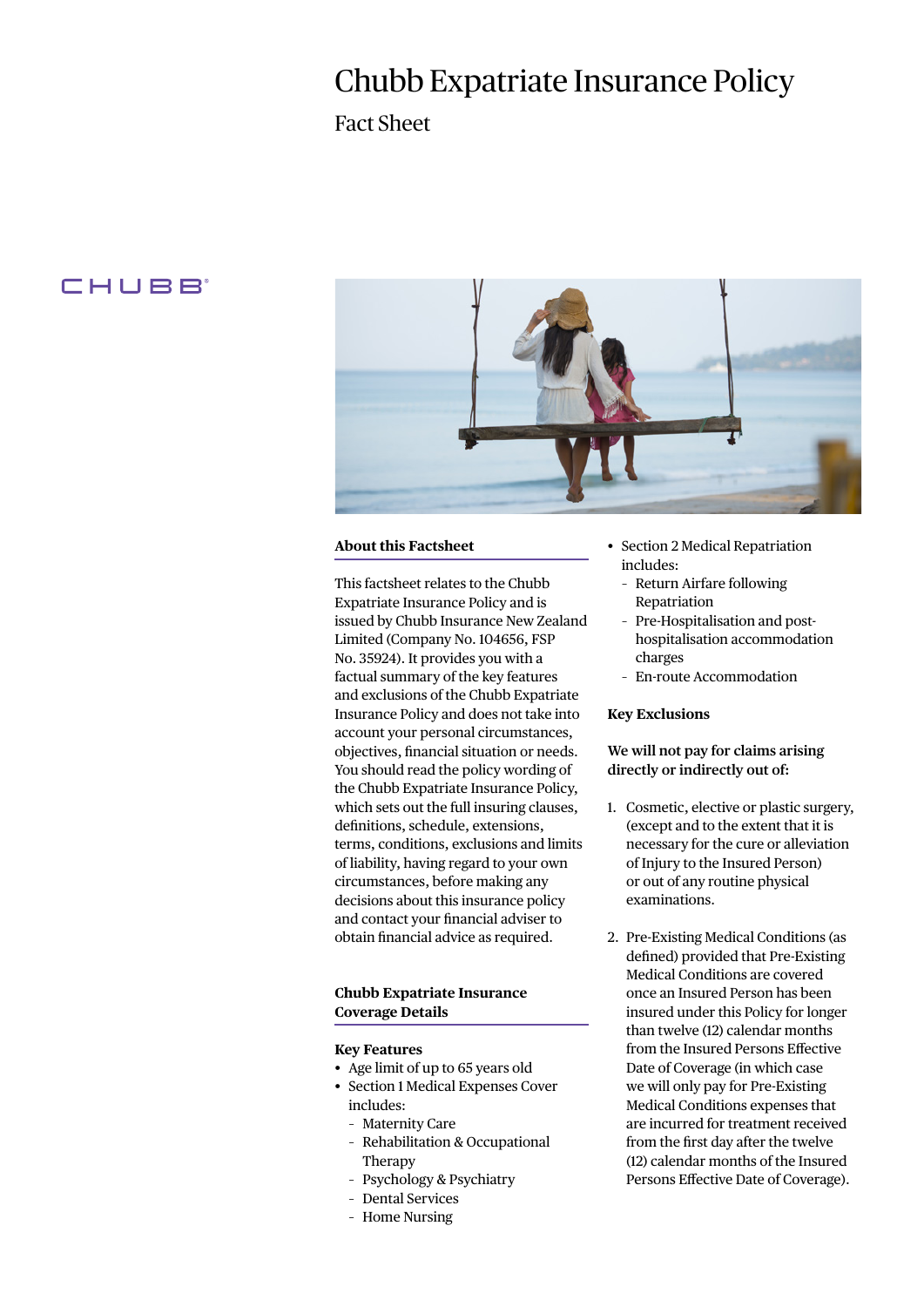# Chubb Expatriate Insurance Policy

## Fact Sheet

CHUBB

### About this Factsheet

This factsheet relates to the Chubb Expatriate Insurance Policy and is issued by Chubb Insurance New Zealand Limited (Company No. 104656, FSP No. 35924). It provides you with a factual summary of the key features and exclusions of the Chubb Expatriate Insurance Policy and does not take into account your personal circumstances, objectives, financial situation or needs. You should read the policy wording of the Chubb Expatriate Insurance Policy, which sets out the full insuring clauses, definitions, schedule, extensions, terms, conditions, exclusions and limits of liability, having regard to your own circumstances, before making any decisions about this insurance policy and contact your financial adviser to obtain financial advice as required.

### Chubb Expatriate Insurance Coverage Details

**Key Features**

- Age limit of up to 65 years old
- Section 1 Medical Expenses Cover includes:
  - Maternity Care
  - Rehabilitation & Occupational Therapy
  - Psychology & Psychiatry
  - Dental Services
  - Home Nursing
- Section 2 Medical Repatriation includes:
  - Return Airfare following Repatriation
  - Pre-Hospitalisation and post-hospitalisation accommodation charges
  - En-route Accommodation

**Key Exclusions**

**We will not pay for claims arising directly or indirectly out of:**

1. Cosmetic, elective or plastic surgery, (except and to the extent that it is necessary for the cure or alleviation of Injury to the Insured Person) or out of any routine physical examinations.

2. Pre-Existing Medical Conditions (as defined) provided that Pre-Existing Medical Conditions are covered once an Insured Person has been insured under this Policy for longer than twelve (12) calendar months from the Insured Persons Effective Date of Coverage (in which case we will only pay for Pre-Existing Medical Conditions expenses that are incurred for treatment received from the first day after the twelve (12) calendar months of the Insured Persons Effective Date of Coverage).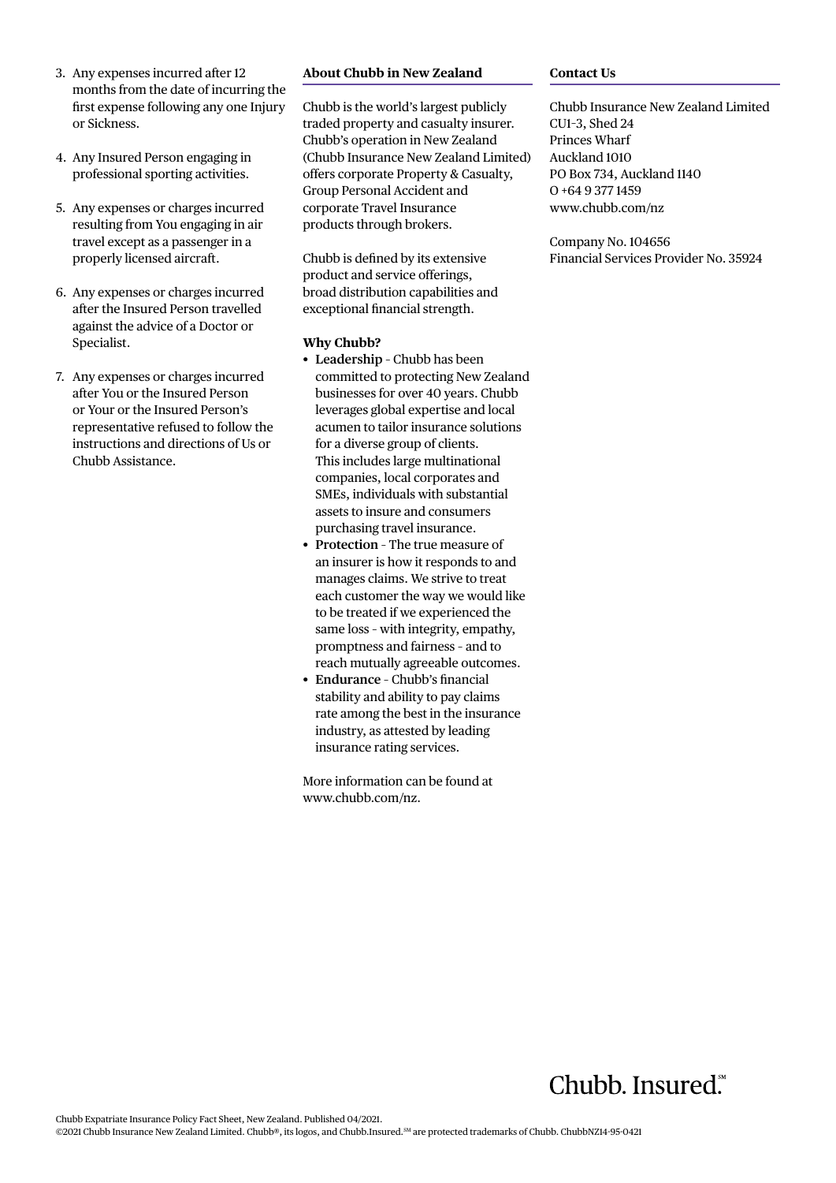3. Any expenses incurred after 12 months from the date of incurring the first expense following any one Injury or Sickness.
4. Any Insured Person engaging in professional sporting activities.
5. Any expenses or charges incurred resulting from You engaging in air travel except as a passenger in a properly licensed aircraft.
6. Any expenses or charges incurred after the Insured Person travelled against the advice of a Doctor or Specialist.
7. Any expenses or charges incurred after You or the Insured Person or Your or the Insured Person's representative refused to follow the instructions and directions of Us or Chubb Assistance.

## About Chubb in New Zealand

Chubb is the world's largest publicly traded property and casualty insurer. Chubb's operation in New Zealand (Chubb Insurance New Zealand Limited) offers corporate Property & Casualty, Group Personal Accident and corporate Travel Insurance products through brokers.

Chubb is defined by its extensive product and service offerings, broad distribution capabilities and exceptional financial strength.

**Why Chubb?**

- **Leadership** – Chubb has been committed to protecting New Zealand businesses for over 40 years. Chubb leverages global expertise and local acumen to tailor insurance solutions for a diverse group of clients. This includes large multinational companies, local corporates and SMEs, individuals with substantial assets to insure and consumers purchasing travel insurance.
- **Protection** – The true measure of an insurer is how it responds to and manages claims. We strive to treat each customer the way we would like to be treated if we experienced the same loss – with integrity, empathy, promptness and fairness – and to reach mutually agreeable outcomes.
- **Endurance** – Chubb's financial stability and ability to pay claims rate among the best in the insurance industry, as attested by leading insurance rating services.

More information can be found at www.chubb.com/nz.

## Contact Us

Chubb Insurance New Zealand Limited
CU1-3, Shed 24
Princes Wharf
Auckland 1010
PO Box 734, Auckland 1140
O +64 9 377 1459
www.chubb.com/nz

Company No. 104656
Financial Services Provider No. 35924

Chubb. Insured.℠

Chubb Expatriate Insurance Policy Fact Sheet, New Zealand. Published 04/2021.
©2021 Chubb Insurance New Zealand Limited. Chubb®, its logos, and Chubb.Insured.℠ are protected trademarks of Chubb. ChubbNZI4-95-0421